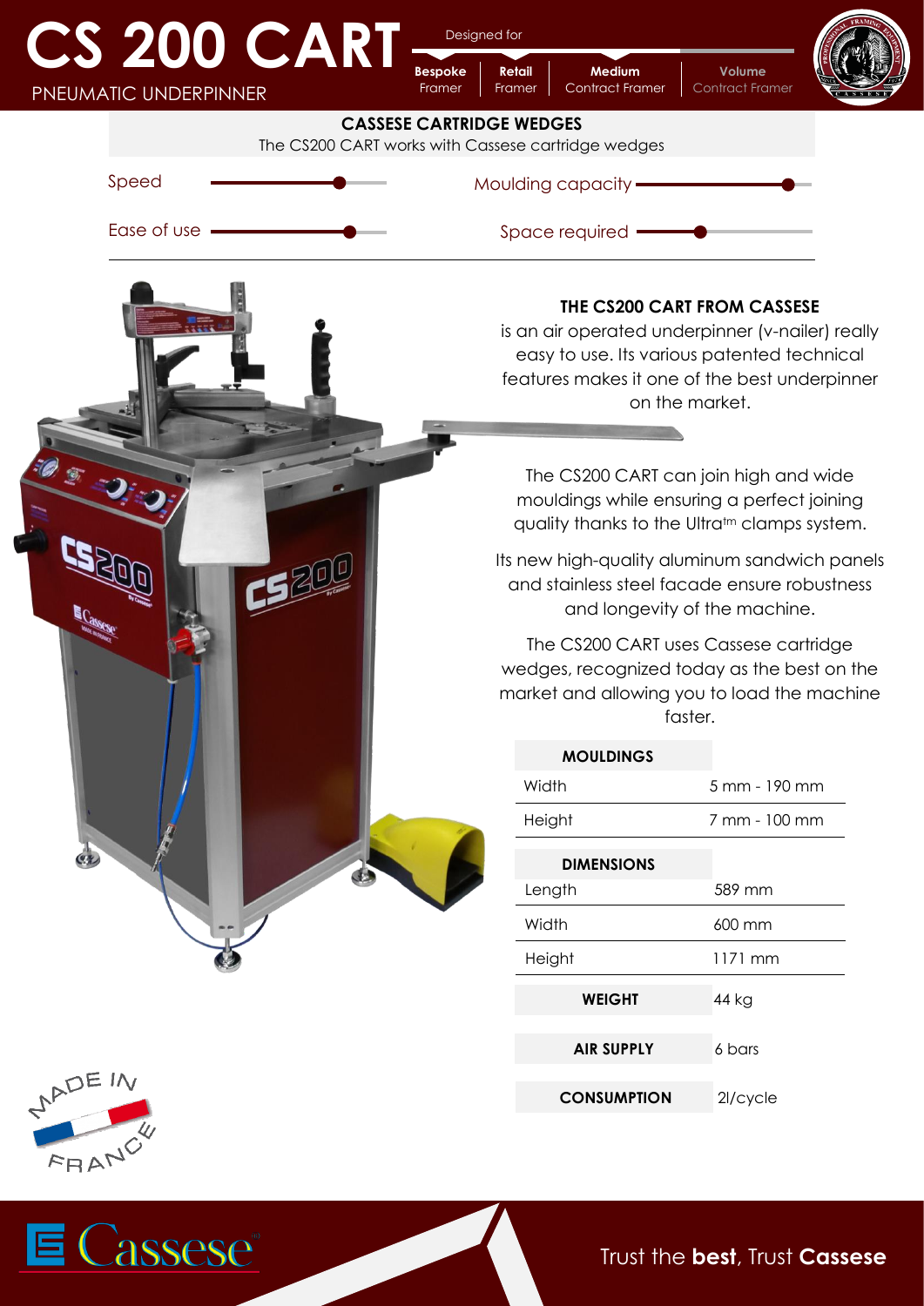# CS 200 CART

PNEUMATIC UNDERPINNER

Designed for

| **Bespoke** Framer | **Retail** Framer | **Medium** Contract Framer | **Volume** Contract Framer |
|---|---|---|---|

## CASSESE CARTRIDGE WEDGES

The CS200 CART works with Cassese cartridge wedges

Speed

Moulding capacity

Ease of use

Space required

### THE CS200 CART FROM CASSESE

is an air operated underpinner (v-nailer) really easy to use. Its various patented technical features makes it one of the best underpinner on the market.

The CS200 CART can join high and wide mouldings while ensuring a perfect joining quality thanks to the Ultra™ clamps system.

Its new high-quality aluminum sandwich panels and stainless steel facade ensure robustness and longevity of the machine.

The CS200 CART uses Cassese cartridge wedges, recognized today as the best on the market and allowing you to load the machine faster.

| **MOULDINGS** | |
|---|---|
| Width | 5 mm - 190 mm |
| Height | 7 mm - 100 mm |
| **DIMENSIONS** | |
| Length | 589 mm |
| Width | 600 mm |
| Height | 1171 mm |
| **WEIGHT** | 44 kg |
| **AIR SUPPLY** | 6 bars |
| **CONSUMPTION** | 2l/cycle |

MADE IN FRANCE

Cassese

Trust the **best**, Trust **Cassese**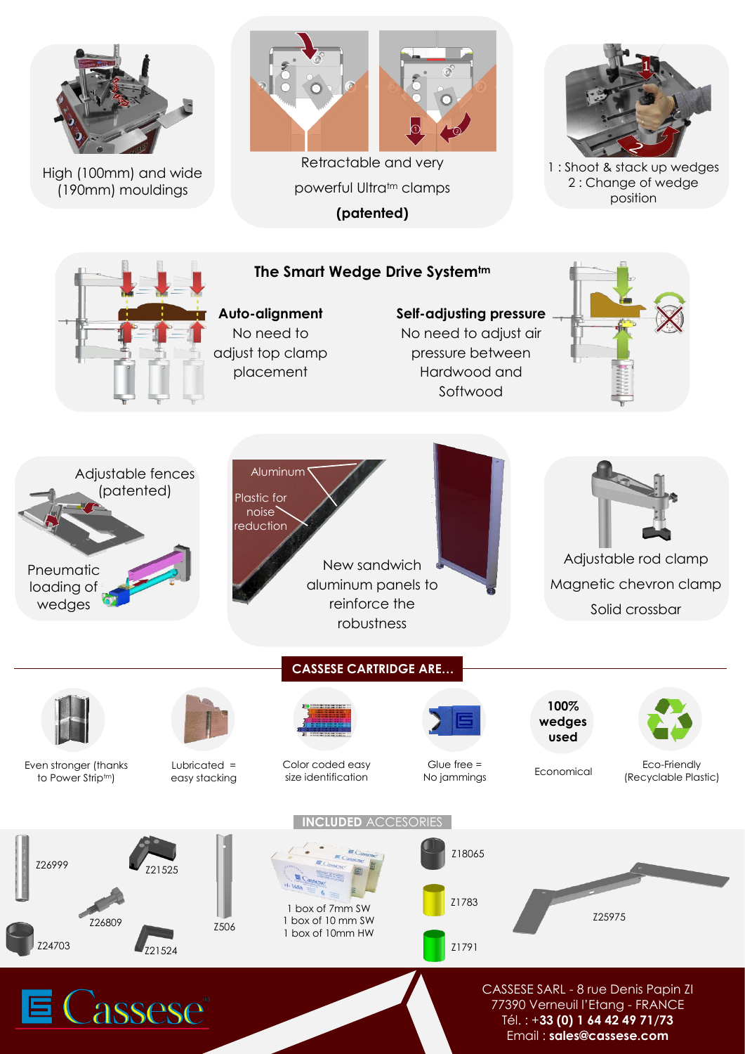High (100mm) and wide (190mm) mouldings

Retractable and very powerful Ultra™ clamps **(patented)**

1 : Shoot & stack up wedges
2 : Change of wedge position

## The Smart Wedge Drive System™

**Auto-alignment**
No need to adjust top clamp placement

**Self-adjusting pressure**
No need to adjust air pressure between Hardwood and Softwood

Adjustable fences (patented)

Pneumatic loading of wedges

Aluminum

Plastic for noise reduction

New sandwich aluminum panels to reinforce the robustness

Adjustable rod clamp
Magnetic chevron clamp
Solid crossbar

## CASSESE CARTRIDGE ARE…

- Even stronger (thanks to Power Strip™)
- Lubricated = easy stacking
- Color coded easy size identification
- Glue free = No jammings
- **100% wedges used** — Economical
- Eco-Friendly (Recyclable Plastic)

## INCLUDED ACCESORIES

Z26999, Z21525, Z26809, Z24703, Z21524, Z506

1 box of 7mm SW
1 box of 10 mm SW
1 box of 10mm HW

Z18065, Z1783, Z1791, Z25975

Cassese

CASSESE SARL - 8 rue Denis Papin ZI
77390 Verneuil l'Etang - FRANCE
Tél. : +**33 (0) 1 64 42 49 71/73**
Email : **sales@cassese.com**